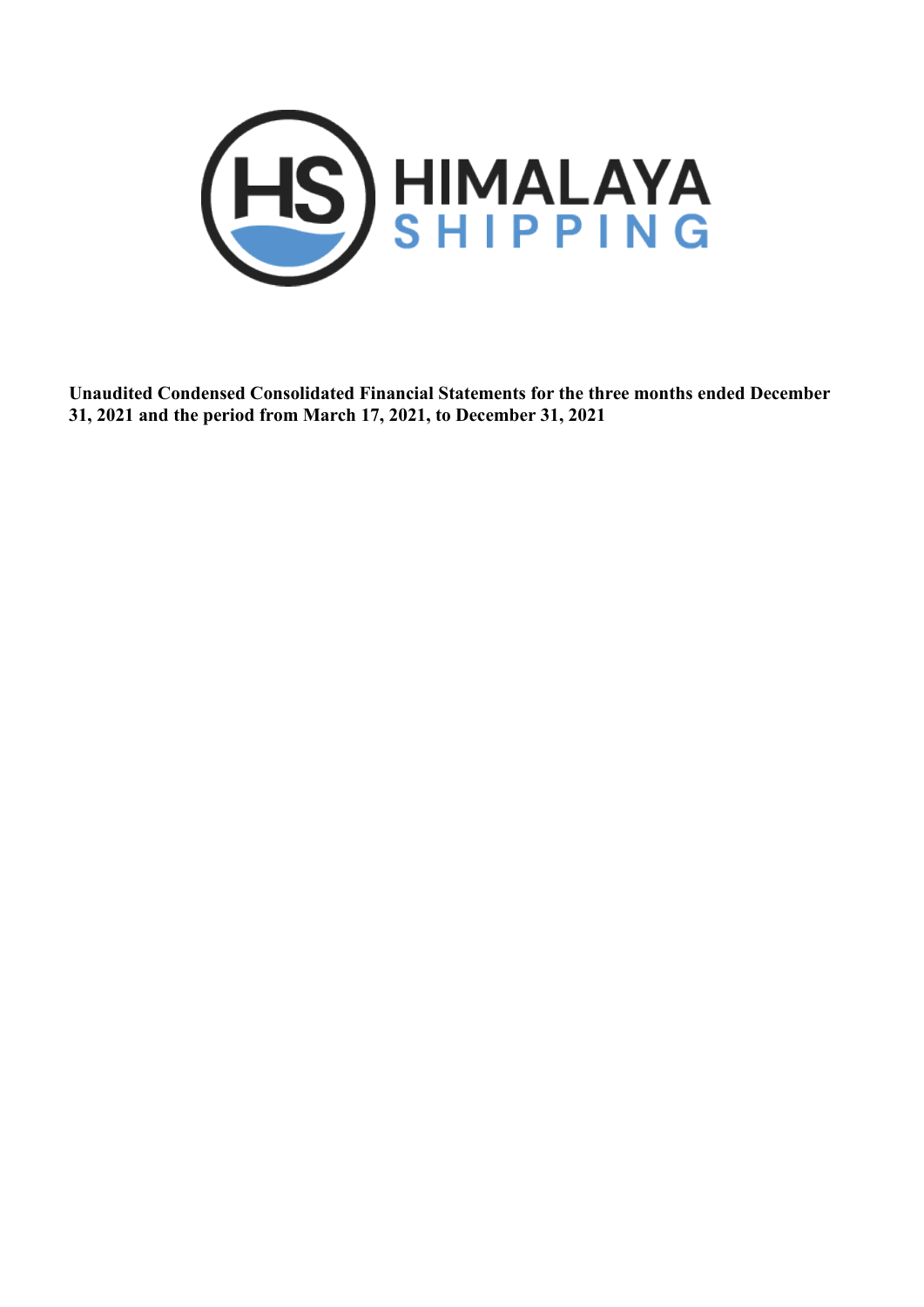HIMALAYA SHIPPING

**Unaudited Condensed Consolidated Financial Statements for the three months ended December 31, 2021 and the period from March 17, 2021, to December 31, 2021**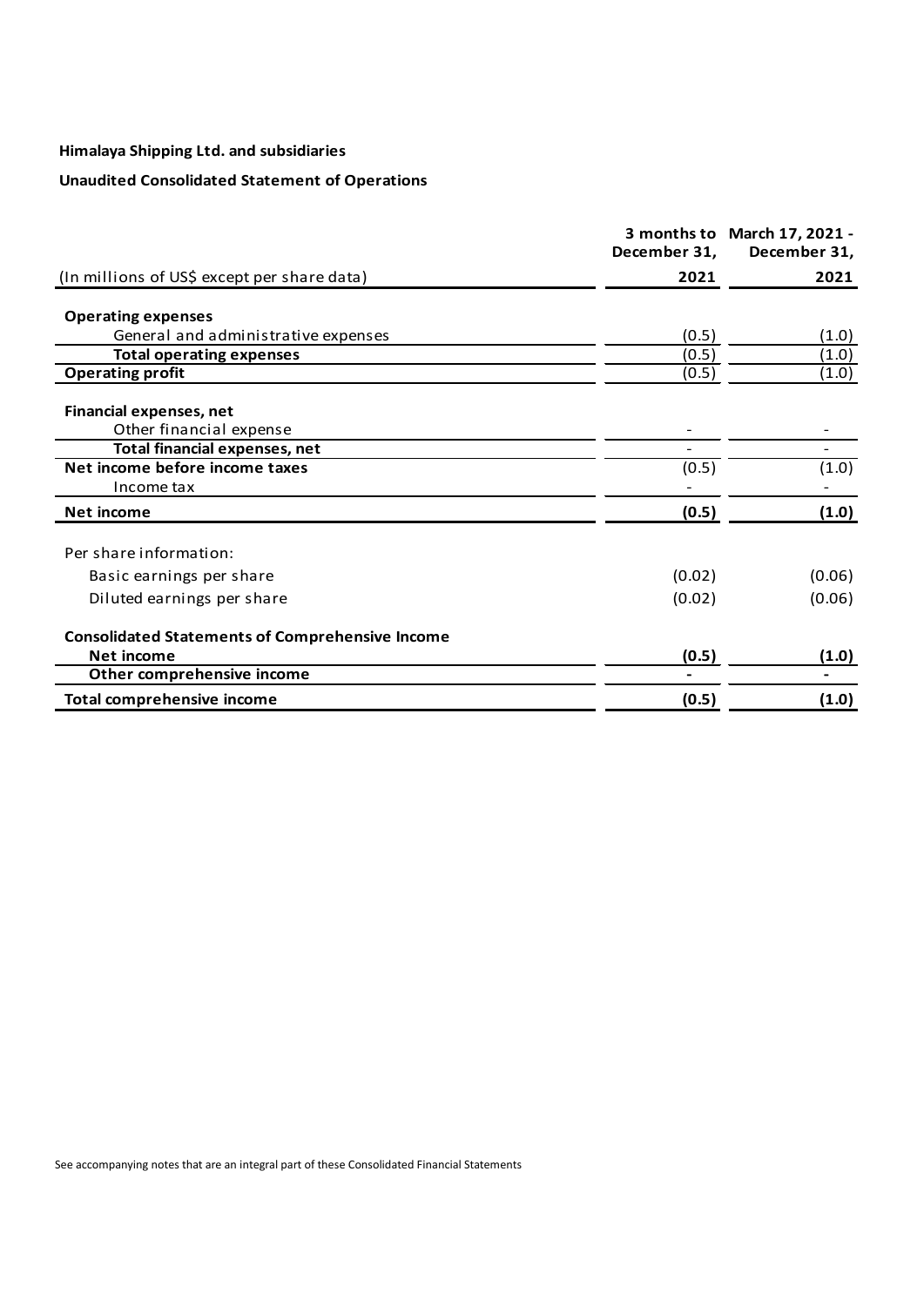**Himalaya Shipping Ltd. and subsidiaries**

**Unaudited Consolidated Statement of Operations**

| (In millions of US$ except per share data) | 3 months to December 31, 2021 | March 17, 2021 - December 31, 2021 |
|---|---|---|
| **Operating expenses** | | |
| General and administrative expenses | (0.5) | (1.0) |
| **Total operating expenses** | (0.5) | (1.0) |
| **Operating profit** | (0.5) | (1.0) |
| **Financial expenses, net** | | |
| Other financial expense | - | - |
| **Total financial expenses, net** | - | - |
| **Net income before income taxes** | (0.5) | (1.0) |
| Income tax | - | - |
| **Net income** | **(0.5)** | **(1.0)** |
| Per share information: | | |
| Basic earnings per share | (0.02) | (0.06) |
| Diluted earnings per share | (0.02) | (0.06) |
| **Consolidated Statements of Comprehensive Income** | | |
| **Net income** | **(0.5)** | **(1.0)** |
| **Other comprehensive income** | **-** | **-** |
| **Total comprehensive income** | **(0.5)** | **(1.0)** |

See accompanying notes that are an integral part of these Consolidated Financial Statements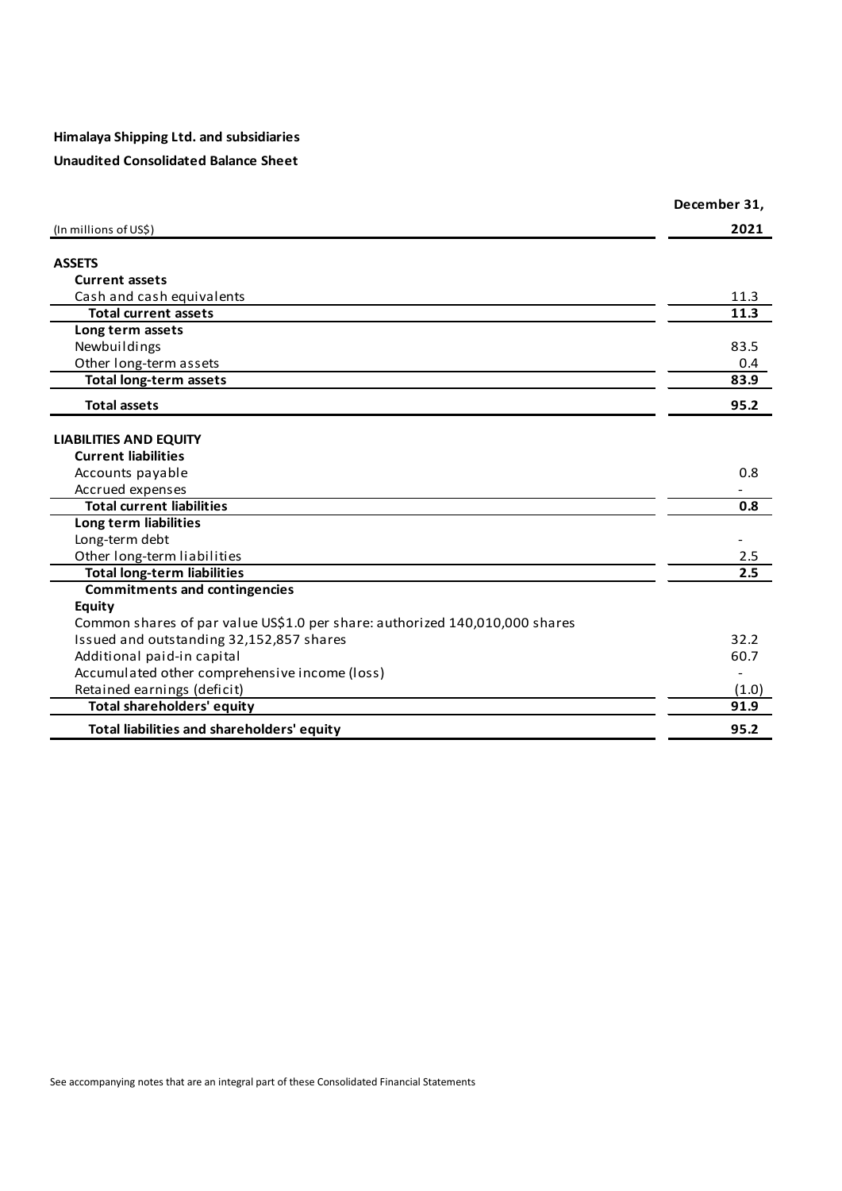**Himalaya Shipping Ltd. and subsidiaries**

**Unaudited Consolidated Balance Sheet**

| (In millions of US$) | December 31, 2021 |
|---|---|
| **ASSETS** | |
| **Current assets** | |
| Cash and cash equivalents | 11.3 |
| **Total current assets** | **11.3** |
| **Long term assets** | |
| Newbuildings | 83.5 |
| Other long-term assets | 0.4 |
| **Total long-term assets** | **83.9** |
| **Total assets** | **95.2** |
| **LIABILITIES AND EQUITY** | |
| **Current liabilities** | |
| Accounts payable | 0.8 |
| Accrued expenses | - |
| **Total current liabilities** | **0.8** |
| **Long term liabilities** | |
| Long-term debt | - |
| Other long-term liabilities | 2.5 |
| **Total long-term liabilities** | **2.5** |
| **Commitments and contingencies** | |
| **Equity** | |
| Common shares of par value US$1.0 per share: authorized 140,010,000 shares | |
| Issued and outstanding 32,152,857 shares | 32.2 |
| Additional paid-in capital | 60.7 |
| Accumulated other comprehensive income (loss) | - |
| Retained earnings (deficit) | (1.0) |
| **Total shareholders' equity** | **91.9** |
| **Total liabilities and shareholders' equity** | **95.2** |

See accompanying notes that are an integral part of these Consolidated Financial Statements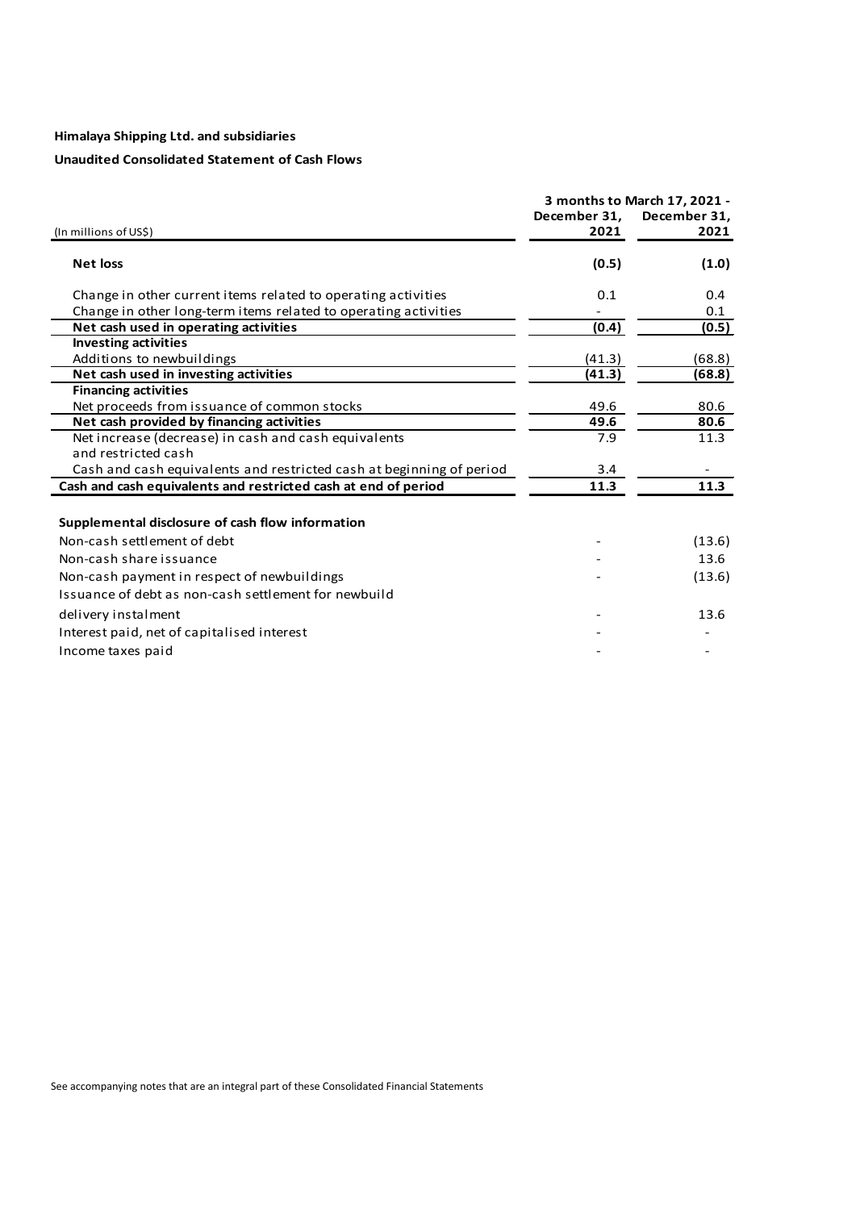**Himalaya Shipping Ltd. and subsidiaries**

**Unaudited Consolidated Statement of Cash Flows**

| (In millions of US$) | December 31, 2021 | 3 months to March 17, 2021 - December 31, 2021 |
|---|---|---|
| **Net loss** | **(0.5)** | **(1.0)** |
| Change in other current items related to operating activities | 0.1 | 0.4 |
| Change in other long-term items related to operating activities | - | 0.1 |
| **Net cash used in operating activities** | **(0.4)** | **(0.5)** |
| **Investing activities** | | |
| Additions to newbuildings | (41.3) | (68.8) |
| **Net cash used in investing activities** | **(41.3)** | **(68.8)** |
| **Financing activities** | | |
| Net proceeds from issuance of common stocks | 49.6 | 80.6 |
| **Net cash provided by financing activities** | **49.6** | **80.6** |
| Net increase (decrease) in cash and cash equivalents and restricted cash | 7.9 | 11.3 |
| Cash and cash equivalents and restricted cash at beginning of period | 3.4 | - |
| **Cash and cash equivalents and restricted cash at end of period** | **11.3** | **11.3** |
| | | |
| **Supplemental disclosure of cash flow information** | | |
| Non-cash settlement of debt | - | (13.6) |
| Non-cash share issuance | - | 13.6 |
| Non-cash payment in respect of newbuildings | - | (13.6) |
| Issuance of debt as non-cash settlement for newbuild delivery instalment | - | 13.6 |
| Interest paid, net of capitalised interest | - | - |
| Income taxes paid | - | - |

See accompanying notes that are an integral part of these Consolidated Financial Statements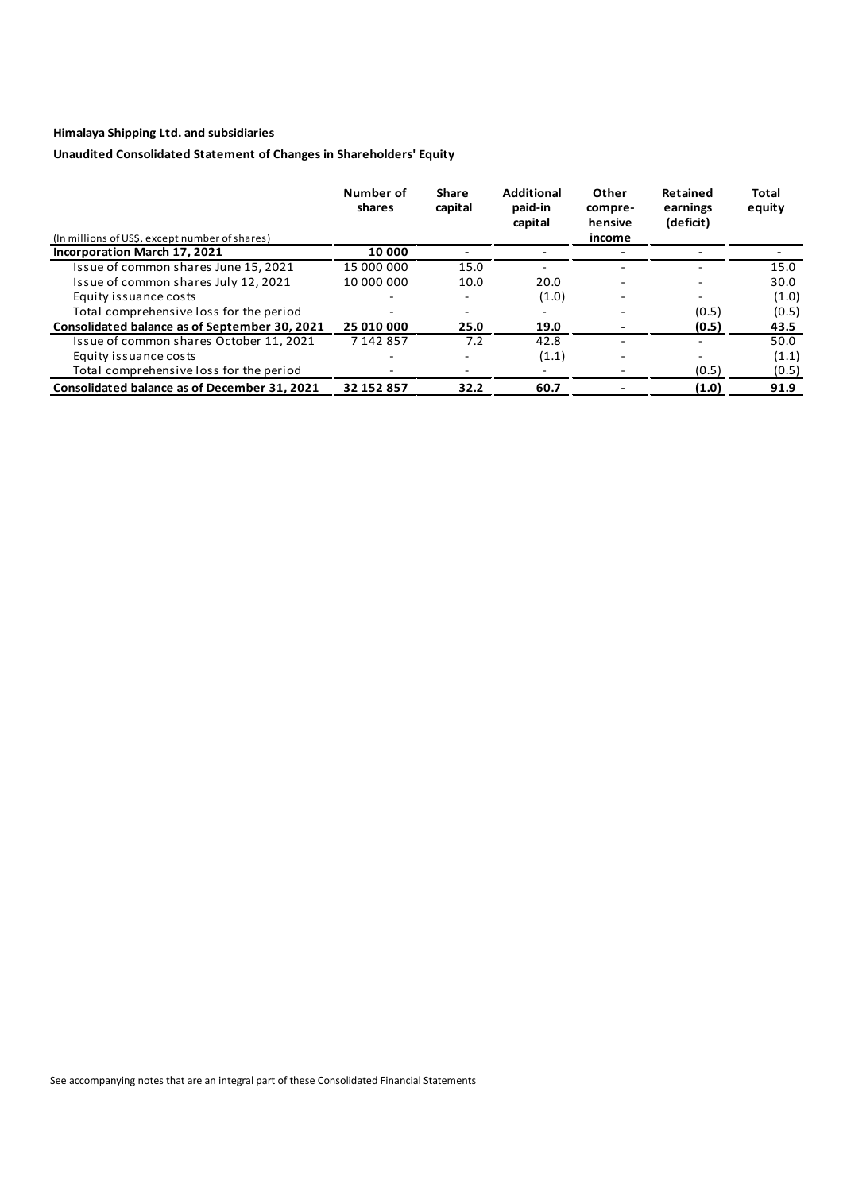**Himalaya Shipping Ltd. and subsidiaries**

**Unaudited Consolidated Statement of Changes in Shareholders' Equity**

| (In millions of US$, except number of shares) | Number of shares | Share capital | Additional paid-in capital | Other compre-hensive income | Retained earnings (deficit) | Total equity |
|---|---|---|---|---|---|---|
| **Incorporation March 17, 2021** | **10 000** | **-** | **-** | **-** | **-** | **-** |
| Issue of common shares June 15, 2021 | 15 000 000 | 15.0 | - | - | - | 15.0 |
| Issue of common shares July 12, 2021 | 10 000 000 | 10.0 | 20.0 | - | - | 30.0 |
| Equity issuance costs | - | - | (1.0) | - | - | (1.0) |
| Total comprehensive loss for the period | - | - | - | - | (0.5) | (0.5) |
| **Consolidated balance as of September 30, 2021** | **25 010 000** | **25.0** | **19.0** | **-** | **(0.5)** | **43.5** |
| Issue of common shares October 11, 2021 | 7 142 857 | 7.2 | 42.8 | - | - | 50.0 |
| Equity issuance costs | - | - | (1.1) | - | - | (1.1) |
| Total comprehensive loss for the period | - | - | - | - | (0.5) | (0.5) |
| **Consolidated balance as of December 31, 2021** | **32 152 857** | **32.2** | **60.7** | **-** | **(1.0)** | **91.9** |

See accompanying notes that are an integral part of these Consolidated Financial Statements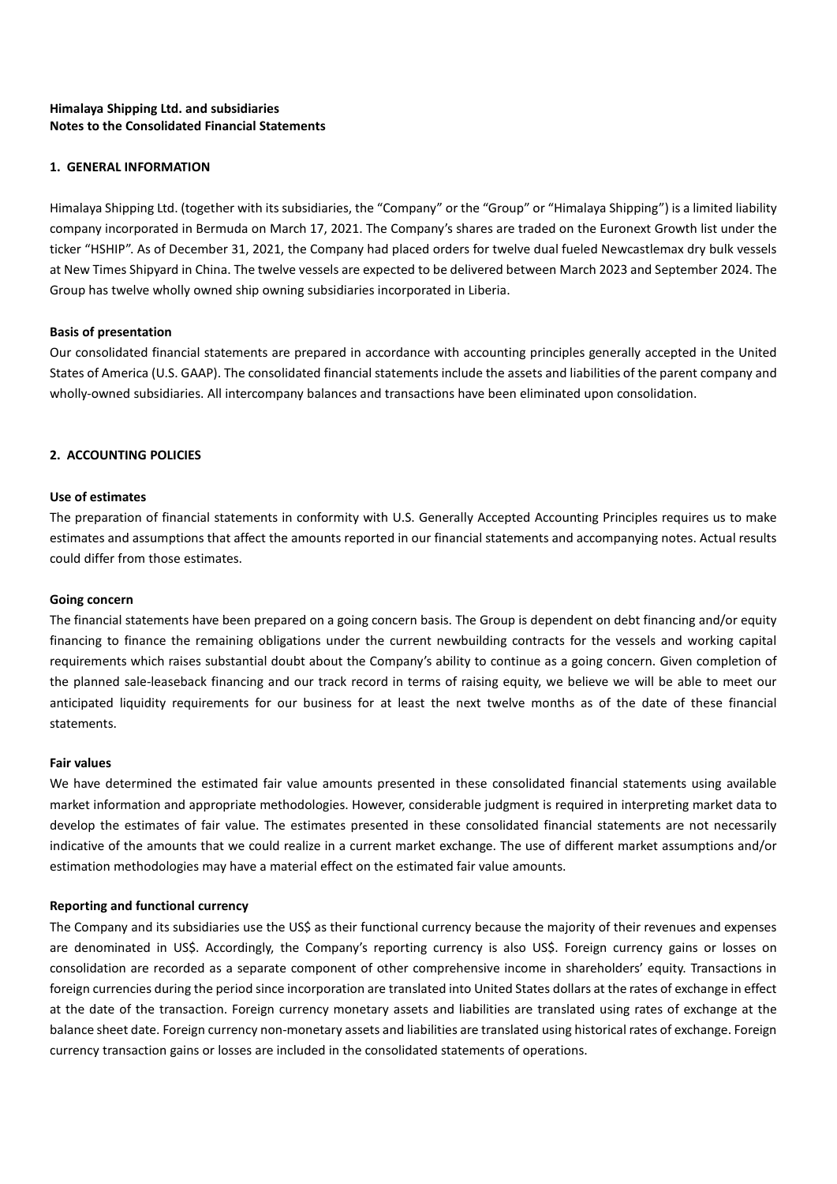**Himalaya Shipping Ltd. and subsidiaries**
**Notes to the Consolidated Financial Statements**

## 1. GENERAL INFORMATION

Himalaya Shipping Ltd. (together with its subsidiaries, the "Company" or the "Group" or "Himalaya Shipping") is a limited liability company incorporated in Bermuda on March 17, 2021. The Company's shares are traded on the Euronext Growth list under the ticker "HSHIP". As of December 31, 2021, the Company had placed orders for twelve dual fueled Newcastlemax dry bulk vessels at New Times Shipyard in China. The twelve vessels are expected to be delivered between March 2023 and September 2024. The Group has twelve wholly owned ship owning subsidiaries incorporated in Liberia.

**Basis of presentation**

Our consolidated financial statements are prepared in accordance with accounting principles generally accepted in the United States of America (U.S. GAAP). The consolidated financial statements include the assets and liabilities of the parent company and wholly-owned subsidiaries. All intercompany balances and transactions have been eliminated upon consolidation.

## 2. ACCOUNTING POLICIES

**Use of estimates**

The preparation of financial statements in conformity with U.S. Generally Accepted Accounting Principles requires us to make estimates and assumptions that affect the amounts reported in our financial statements and accompanying notes. Actual results could differ from those estimates.

**Going concern**

The financial statements have been prepared on a going concern basis. The Group is dependent on debt financing and/or equity financing to finance the remaining obligations under the current newbuilding contracts for the vessels and working capital requirements which raises substantial doubt about the Company's ability to continue as a going concern. Given completion of the planned sale-leaseback financing and our track record in terms of raising equity, we believe we will be able to meet our anticipated liquidity requirements for our business for at least the next twelve months as of the date of these financial statements.

**Fair values**

We have determined the estimated fair value amounts presented in these consolidated financial statements using available market information and appropriate methodologies. However, considerable judgment is required in interpreting market data to develop the estimates of fair value. The estimates presented in these consolidated financial statements are not necessarily indicative of the amounts that we could realize in a current market exchange. The use of different market assumptions and/or estimation methodologies may have a material effect on the estimated fair value amounts.

**Reporting and functional currency**

The Company and its subsidiaries use the US$ as their functional currency because the majority of their revenues and expenses are denominated in US$. Accordingly, the Company's reporting currency is also US$. Foreign currency gains or losses on consolidation are recorded as a separate component of other comprehensive income in shareholders' equity. Transactions in foreign currencies during the period since incorporation are translated into United States dollars at the rates of exchange in effect at the date of the transaction. Foreign currency monetary assets and liabilities are translated using rates of exchange at the balance sheet date. Foreign currency non-monetary assets and liabilities are translated using historical rates of exchange. Foreign currency transaction gains or losses are included in the consolidated statements of operations.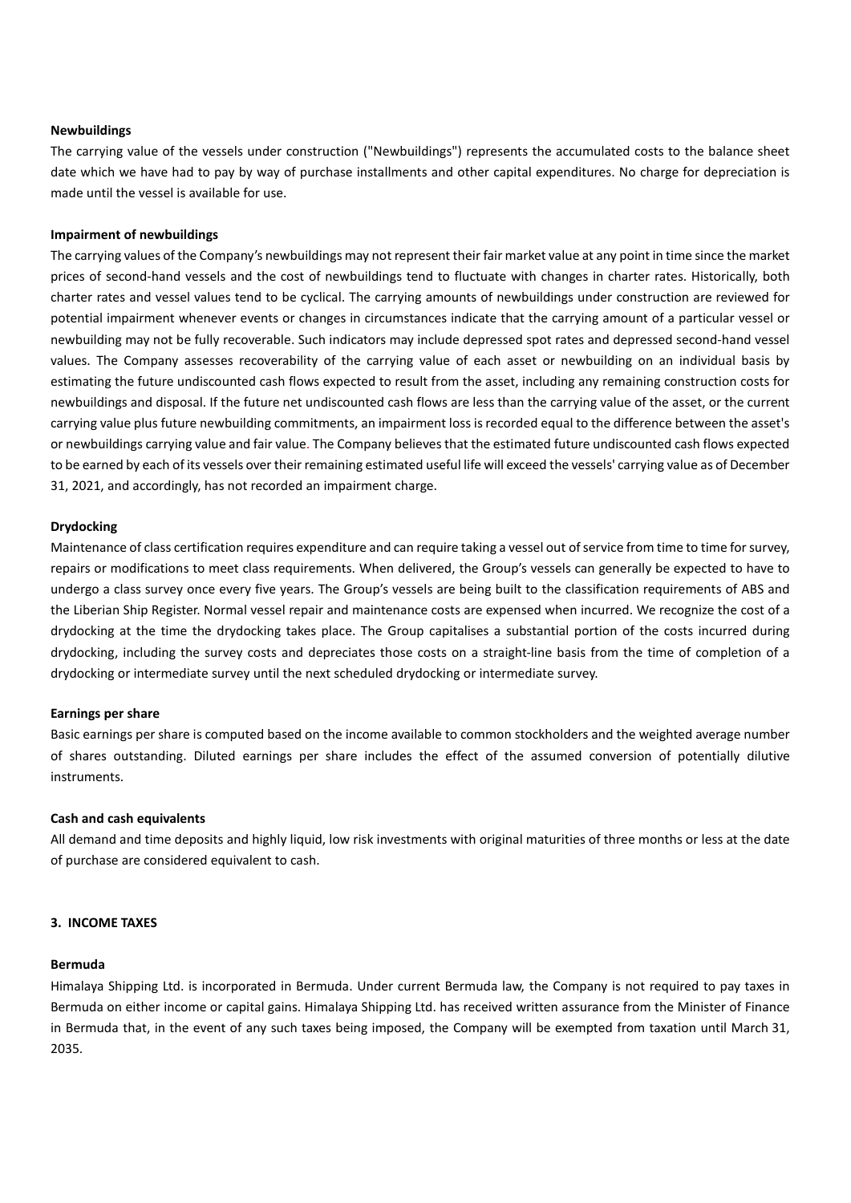#### Newbuildings

The carrying value of the vessels under construction ("Newbuildings") represents the accumulated costs to the balance sheet date which we have had to pay by way of purchase installments and other capital expenditures. No charge for depreciation is made until the vessel is available for use.

#### Impairment of newbuildings

The carrying values of the Company's newbuildings may not represent their fair market value at any point in time since the market prices of second-hand vessels and the cost of newbuildings tend to fluctuate with changes in charter rates. Historically, both charter rates and vessel values tend to be cyclical. The carrying amounts of newbuildings under construction are reviewed for potential impairment whenever events or changes in circumstances indicate that the carrying amount of a particular vessel or newbuilding may not be fully recoverable. Such indicators may include depressed spot rates and depressed second-hand vessel values. The Company assesses recoverability of the carrying value of each asset or newbuilding on an individual basis by estimating the future undiscounted cash flows expected to result from the asset, including any remaining construction costs for newbuildings and disposal. If the future net undiscounted cash flows are less than the carrying value of the asset, or the current carrying value plus future newbuilding commitments, an impairment loss is recorded equal to the difference between the asset's or newbuildings carrying value and fair value. The Company believes that the estimated future undiscounted cash flows expected to be earned by each of its vessels over their remaining estimated useful life will exceed the vessels' carrying value as of December 31, 2021, and accordingly, has not recorded an impairment charge.

#### Drydocking

Maintenance of class certification requires expenditure and can require taking a vessel out of service from time to time for survey, repairs or modifications to meet class requirements. When delivered, the Group's vessels can generally be expected to have to undergo a class survey once every five years. The Group's vessels are being built to the classification requirements of ABS and the Liberian Ship Register. Normal vessel repair and maintenance costs are expensed when incurred. We recognize the cost of a drydocking at the time the drydocking takes place. The Group capitalises a substantial portion of the costs incurred during drydocking, including the survey costs and depreciates those costs on a straight-line basis from the time of completion of a drydocking or intermediate survey until the next scheduled drydocking or intermediate survey.

#### Earnings per share

Basic earnings per share is computed based on the income available to common stockholders and the weighted average number of shares outstanding. Diluted earnings per share includes the effect of the assumed conversion of potentially dilutive instruments.

#### Cash and cash equivalents

All demand and time deposits and highly liquid, low risk investments with original maturities of three months or less at the date of purchase are considered equivalent to cash.

### 3. INCOME TAXES

#### Bermuda

Himalaya Shipping Ltd. is incorporated in Bermuda. Under current Bermuda law, the Company is not required to pay taxes in Bermuda on either income or capital gains. Himalaya Shipping Ltd. has received written assurance from the Minister of Finance in Bermuda that, in the event of any such taxes being imposed, the Company will be exempted from taxation until March 31, 2035.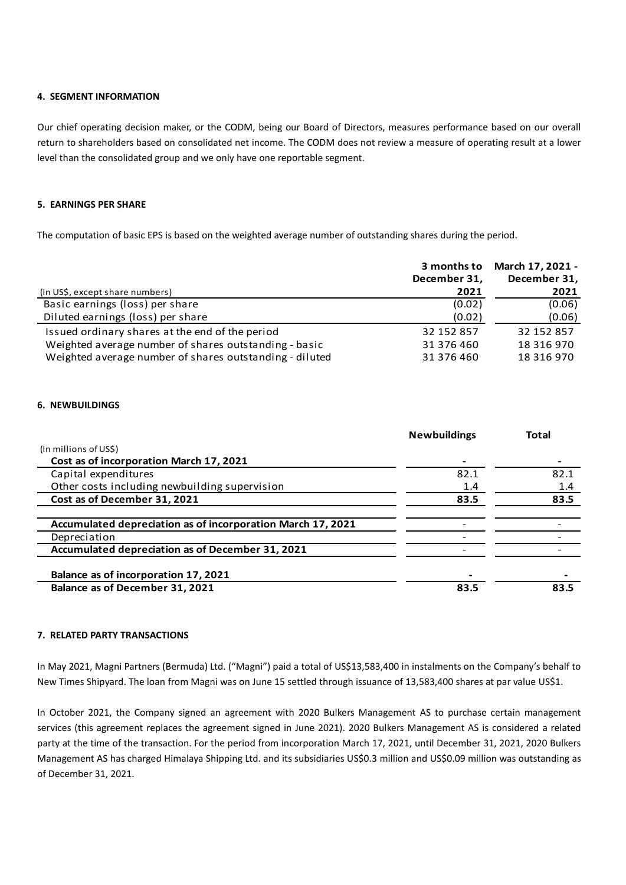#### 4. SEGMENT INFORMATION

Our chief operating decision maker, or the CODM, being our Board of Directors, measures performance based on our overall return to shareholders based on consolidated net income. The CODM does not review a measure of operating result at a lower level than the consolidated group and we only have one reportable segment.

#### 5. EARNINGS PER SHARE

The computation of basic EPS is based on the weighted average number of outstanding shares during the period.

| (In US$, except share numbers) | 3 months to December 31, 2021 | March 17, 2021 - December 31, 2021 |
|---|---|---|
| Basic earnings (loss) per share | (0.02) | (0.06) |
| Diluted earnings (loss) per share | (0.02) | (0.06) |
| Issued ordinary shares at the end of the period | 32 152 857 | 32 152 857 |
| Weighted average number of shares outstanding - basic | 31 376 460 | 18 316 970 |
| Weighted average number of shares outstanding - diluted | 31 376 460 | 18 316 970 |

#### 6. NEWBUILDINGS

| (In millions of US$) | Newbuildings | Total |
|---|---|---|
| **Cost as of incorporation March 17, 2021** | **-** | **-** |
| Capital expenditures | 82.1 | 82.1 |
| Other costs including newbuilding supervision | 1.4 | 1.4 |
| **Cost as of December 31, 2021** | **83.5** | **83.5** |
| | | |
| **Accumulated depreciation as of incorporation March 17, 2021** | - | - |
| Depreciation | - | - |
| **Accumulated depreciation as of December 31, 2021** | - | - |
| | | |
| **Balance as of incorporation 17, 2021** | **-** | **-** |
| **Balance as of December 31, 2021** | **83.5** | **83.5** |

#### 7. RELATED PARTY TRANSACTIONS

In May 2021, Magni Partners (Bermuda) Ltd. ("Magni") paid a total of US$13,583,400 in instalments on the Company's behalf to New Times Shipyard. The loan from Magni was on June 15 settled through issuance of 13,583,400 shares at par value US$1.

In October 2021, the Company signed an agreement with 2020 Bulkers Management AS to purchase certain management services (this agreement replaces the agreement signed in June 2021). 2020 Bulkers Management AS is considered a related party at the time of the transaction. For the period from incorporation March 17, 2021, until December 31, 2021, 2020 Bulkers Management AS has charged Himalaya Shipping Ltd. and its subsidiaries US$0.3 million and US$0.09 million was outstanding as of December 31, 2021.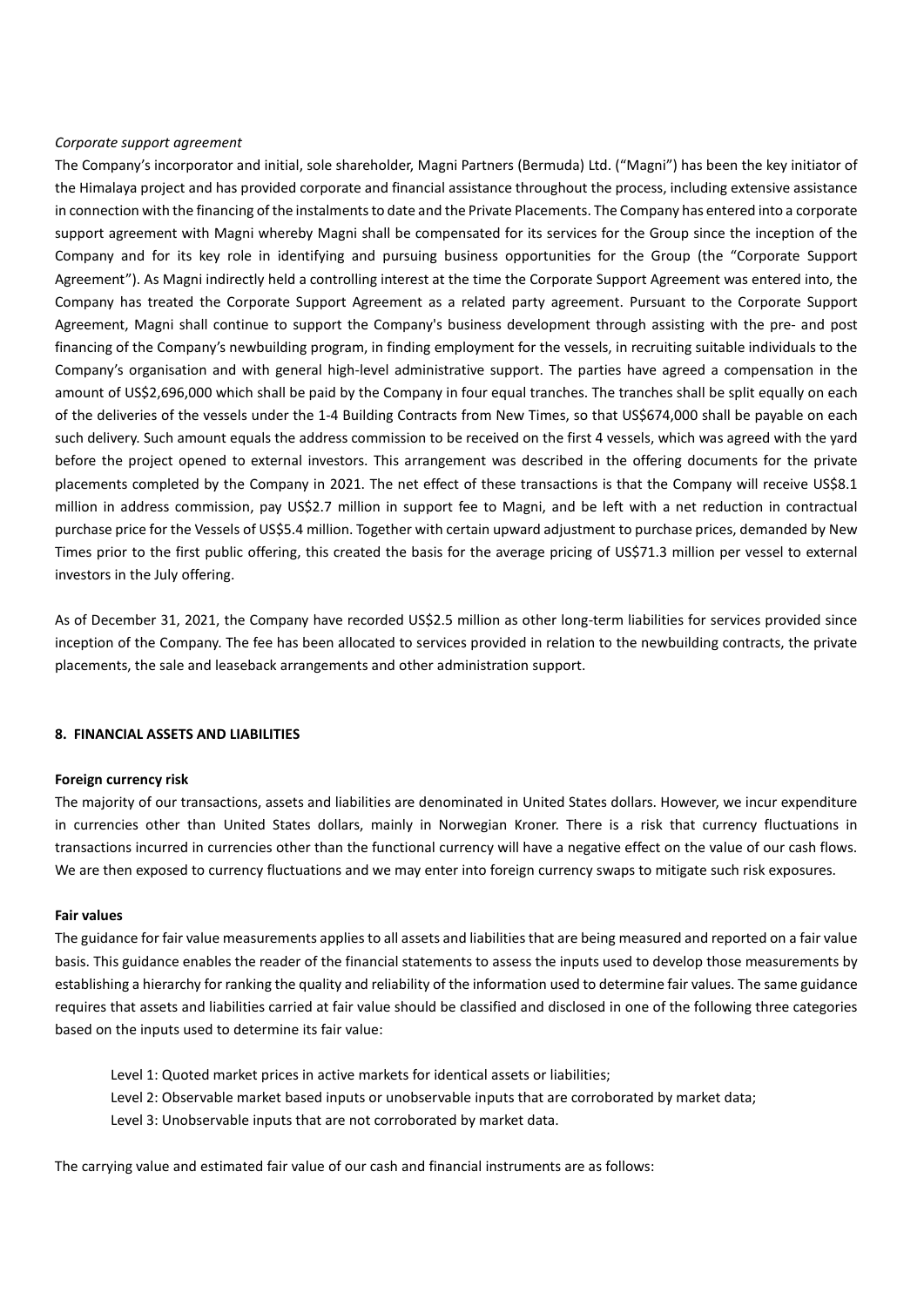*Corporate support agreement*

The Company's incorporator and initial, sole shareholder, Magni Partners (Bermuda) Ltd. ("Magni") has been the key initiator of the Himalaya project and has provided corporate and financial assistance throughout the process, including extensive assistance in connection with the financing of the instalments to date and the Private Placements. The Company has entered into a corporate support agreement with Magni whereby Magni shall be compensated for its services for the Group since the inception of the Company and for its key role in identifying and pursuing business opportunities for the Group (the "Corporate Support Agreement"). As Magni indirectly held a controlling interest at the time the Corporate Support Agreement was entered into, the Company has treated the Corporate Support Agreement as a related party agreement. Pursuant to the Corporate Support Agreement, Magni shall continue to support the Company's business development through assisting with the pre- and post financing of the Company's newbuilding program, in finding employment for the vessels, in recruiting suitable individuals to the Company's organisation and with general high-level administrative support. The parties have agreed a compensation in the amount of US$2,696,000 which shall be paid by the Company in four equal tranches. The tranches shall be split equally on each of the deliveries of the vessels under the 1-4 Building Contracts from New Times, so that US$674,000 shall be payable on each such delivery. Such amount equals the address commission to be received on the first 4 vessels, which was agreed with the yard before the project opened to external investors. This arrangement was described in the offering documents for the private placements completed by the Company in 2021. The net effect of these transactions is that the Company will receive US$8.1 million in address commission, pay US$2.7 million in support fee to Magni, and be left with a net reduction in contractual purchase price for the Vessels of US$5.4 million. Together with certain upward adjustment to purchase prices, demanded by New Times prior to the first public offering, this created the basis for the average pricing of US$71.3 million per vessel to external investors in the July offering.

As of December 31, 2021, the Company have recorded US$2.5 million as other long-term liabilities for services provided since inception of the Company. The fee has been allocated to services provided in relation to the newbuilding contracts, the private placements, the sale and leaseback arrangements and other administration support.

## 8. FINANCIAL ASSETS AND LIABILITIES

### Foreign currency risk

The majority of our transactions, assets and liabilities are denominated in United States dollars. However, we incur expenditure in currencies other than United States dollars, mainly in Norwegian Kroner. There is a risk that currency fluctuations in transactions incurred in currencies other than the functional currency will have a negative effect on the value of our cash flows. We are then exposed to currency fluctuations and we may enter into foreign currency swaps to mitigate such risk exposures.

### Fair values

The guidance for fair value measurements applies to all assets and liabilities that are being measured and reported on a fair value basis. This guidance enables the reader of the financial statements to assess the inputs used to develop those measurements by establishing a hierarchy for ranking the quality and reliability of the information used to determine fair values. The same guidance requires that assets and liabilities carried at fair value should be classified and disclosed in one of the following three categories based on the inputs used to determine its fair value:

Level 1: Quoted market prices in active markets for identical assets or liabilities;
Level 2: Observable market based inputs or unobservable inputs that are corroborated by market data;
Level 3: Unobservable inputs that are not corroborated by market data.

The carrying value and estimated fair value of our cash and financial instruments are as follows: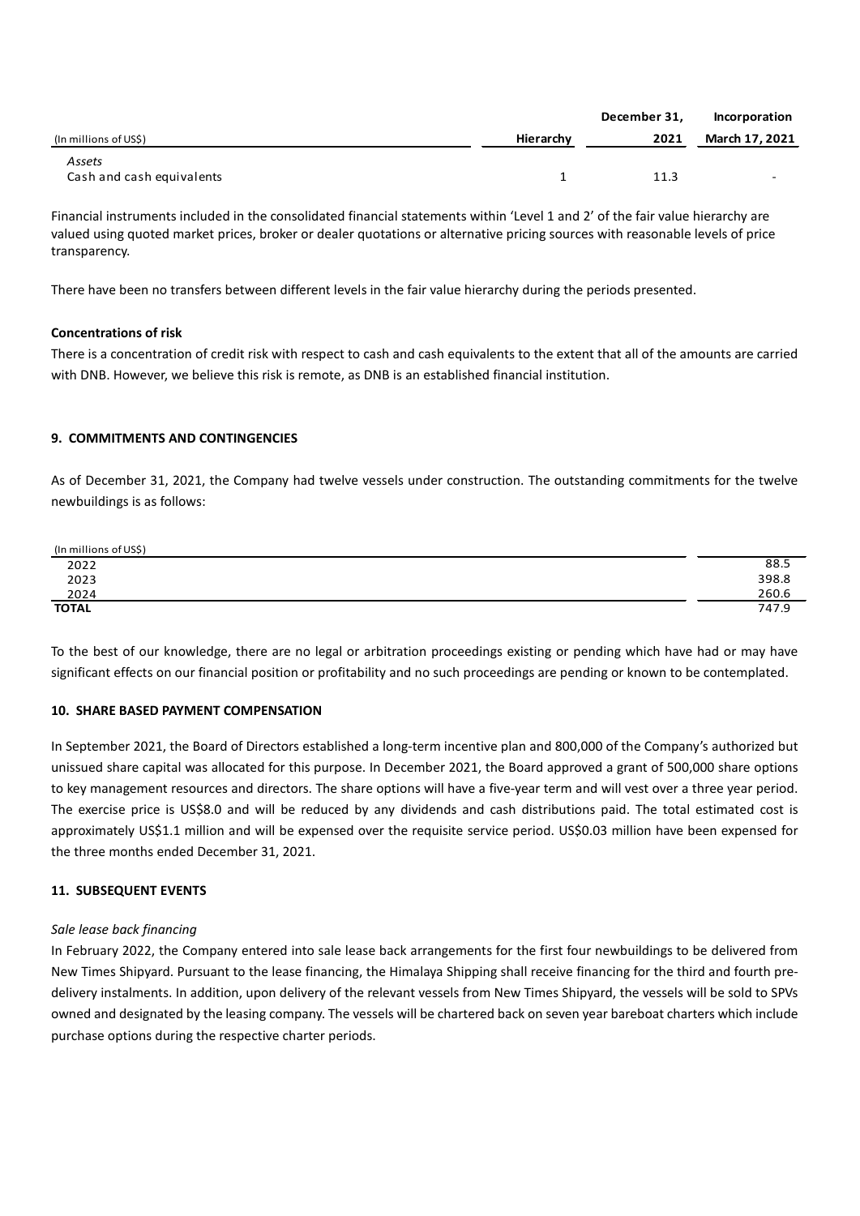| (In millions of US$) | Hierarchy | December 31, 2021 | Incorporation March 17, 2021 |
| --- | --- | --- | --- |
| *Assets* | | | |
| Cash and cash equivalents | 1 | 11.3 | - |

Financial instruments included in the consolidated financial statements within 'Level 1 and 2' of the fair value hierarchy are valued using quoted market prices, broker or dealer quotations or alternative pricing sources with reasonable levels of price transparency.

There have been no transfers between different levels in the fair value hierarchy during the periods presented.

**Concentrations of risk**

There is a concentration of credit risk with respect to cash and cash equivalents to the extent that all of the amounts are carried with DNB. However, we believe this risk is remote, as DNB is an established financial institution.

**9. COMMITMENTS AND CONTINGENCIES**

As of December 31, 2021, the Company had twelve vessels under construction. The outstanding commitments for the twelve newbuildings is as follows:

| (In millions of US$) | |
| --- | --- |
| 2022 | 88.5 |
| 2023 | 398.8 |
| 2024 | 260.6 |
| **TOTAL** | 747.9 |

To the best of our knowledge, there are no legal or arbitration proceedings existing or pending which have had or may have significant effects on our financial position or profitability and no such proceedings are pending or known to be contemplated.

**10. SHARE BASED PAYMENT COMPENSATION**

In September 2021, the Board of Directors established a long-term incentive plan and 800,000 of the Company's authorized but unissued share capital was allocated for this purpose. In December 2021, the Board approved a grant of 500,000 share options to key management resources and directors. The share options will have a five-year term and will vest over a three year period. The exercise price is US$8.0 and will be reduced by any dividends and cash distributions paid. The total estimated cost is approximately US$1.1 million and will be expensed over the requisite service period. US$0.03 million have been expensed for the three months ended December 31, 2021.

**11. SUBSEQUENT EVENTS**

*Sale lease back financing*

In February 2022, the Company entered into sale lease back arrangements for the first four newbuildings to be delivered from New Times Shipyard. Pursuant to the lease financing, the Himalaya Shipping shall receive financing for the third and fourth pre-delivery instalments. In addition, upon delivery of the relevant vessels from New Times Shipyard, the vessels will be sold to SPVs owned and designated by the leasing company. The vessels will be chartered back on seven year bareboat charters which include purchase options during the respective charter periods.